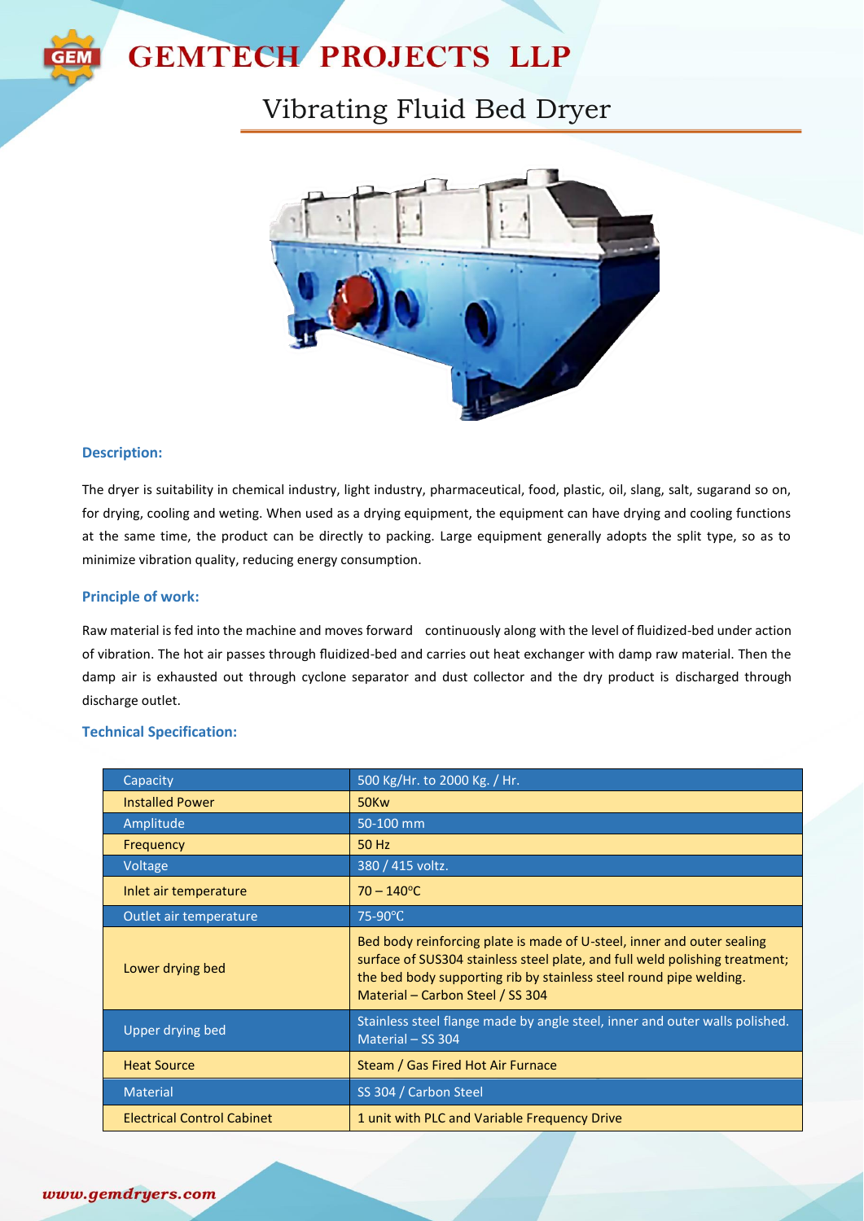# GEMTECH PROJECTS LLP

## Vibrating Fluid Bed Dryer

### Description:

The dryer is suitability in chemical industry, light industry, pharmaceutical, food, plastic, oil, slang, salt, sugarand so on, for drying, cooling and weting. When used as a drying equipment, the equipment can have drying and cooling functions at the same time, the product can be directly to packing. Large equipment generally adopts the split type, so as to minimize vibration quality, reducing energy consumption.

### Principle of work:

Raw material is fed into the machine and moves forward continuously along with the level of fluidized-bed under action of vibration. The hot air passes through fluidized-bed and carries out heat exchanger with damp raw material. Then the damp air is exhausted out through cyclone separator and dust collector and the dry product is discharged through discharge outlet.

### Technical Specification:

| | |
|---|---|
| Capacity | 500 Kg/Hr. to 2000 Kg. / Hr. |
| Installed Power | 50Kw |
| Amplitude | 50-100 mm |
| Frequency | 50 Hz |
| Voltage | 380 / 415 voltz. |
| Inlet air temperature | 70 – 140°C |
| Outlet air temperature | 75-90°C |
| Lower drying bed | Bed body reinforcing plate is made of U-steel, inner and outer sealing surface of SUS304 stainless steel plate, and full weld polishing treatment; the bed body supporting rib by stainless steel round pipe welding. Material – Carbon Steel / SS 304 |
| Upper drying bed | Stainless steel flange made by angle steel, inner and outer walls polished. Material – SS 304 |
| Heat Source | Steam / Gas Fired Hot Air Furnace |
| Material | SS 304 / Carbon Steel |
| Electrical Control Cabinet | 1 unit with PLC and Variable Frequency Drive |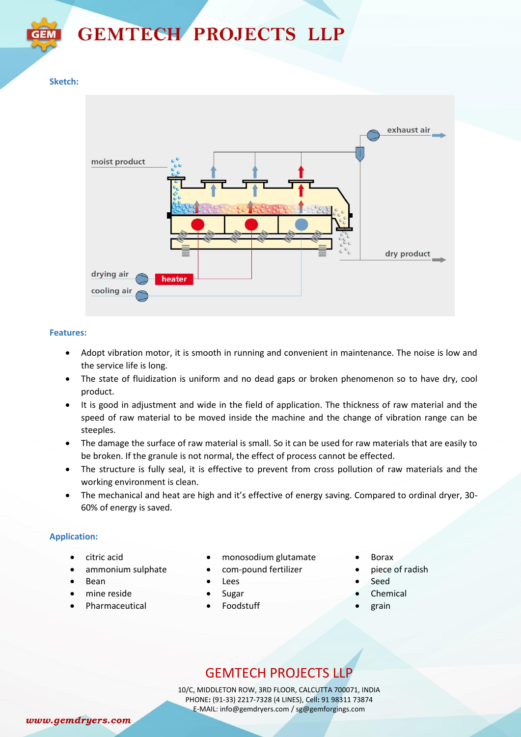**Sketch:**

moist product

exhaust air

dry product

drying air

heater

cooling air

**Features:**

- Adopt vibration motor, it is smooth in running and convenient in maintenance. The noise is low and the service life is long.
- The state of fluidization is uniform and no dead gaps or broken phenomenon so to have dry, cool product.
- It is good in adjustment and wide in the field of application. The thickness of raw material and the speed of raw material to be moved inside the machine and the change of vibration range can be steeples.
- The damage the surface of raw material is small. So it can be used for raw materials that are easily to be broken. If the granule is not normal, the effect of process cannot be effected.
- The structure is fully seal, it is effective to prevent from cross pollution of raw materials and the working environment is clean.
- The mechanical and heat are high and it's effective of energy saving. Compared to ordinal dryer, 30-60% of energy is saved.

**Application:**

- citric acid
- ammonium sulphate
- Bean
- mine reside
- Pharmaceutical
- monosodium glutamate
- com-pound fertilizer
- Lees
- Sugar
- Foodstuff
- Borax
- piece of radish
- Seed
- Chemical
- grain

GEMTECH PROJECTS LLP

10/C, MIDDLETON ROW, 3RD FLOOR, CALCUTTA 700071, INDIA
PHONE: (91-33) 2217-7328 (4 LINES), Cell: 91 98311 73874
E-MAIL: info@gemdryers.com / sg@gemforgings.com

www.gemdryers.com